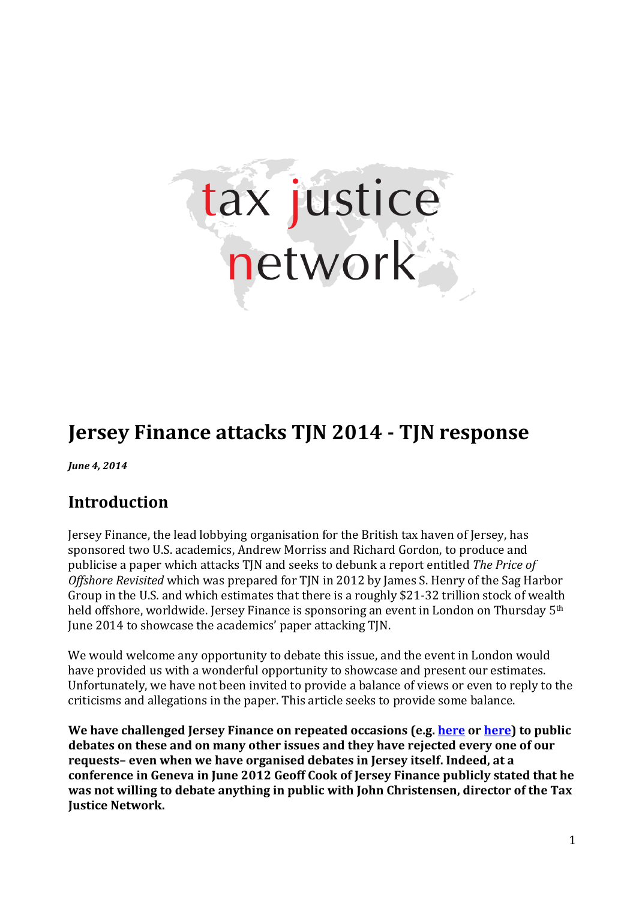# Jersey Finance attacks TJN 2014 - TJN response

***June 4, 2014***

## Introduction

Jersey Finance, the lead lobbying organisation for the British tax haven of Jersey, has sponsored two U.S. academics, Andrew Morriss and Richard Gordon, to produce and publicise a paper which attacks TJN and seeks to debunk a report entitled *The Price of Offshore Revisited* which was prepared for TJN in 2012 by James S. Henry of the Sag Harbor Group in the U.S. and which estimates that there is a roughly $21-32 trillion stock of wealth held offshore, worldwide. Jersey Finance is sponsoring an event in London on Thursday 5th June 2014 to showcase the academics' paper attacking TJN.

We would welcome any opportunity to debate this issue, and the event in London would have provided us with a wonderful opportunity to showcase and present our estimates. Unfortunately, we have not been invited to provide a balance of views or even to reply to the criticisms and allegations in the paper. This article seeks to provide some balance.

**We have challenged Jersey Finance on repeated occasions (e.g. here or here) to public debates on these and on many other issues and they have rejected every one of our requests– even when we have organised debates in Jersey itself. Indeed, at a conference in Geneva in June 2012 Geoff Cook of Jersey Finance publicly stated that he was not willing to debate anything in public with John Christensen, director of the Tax Justice Network.**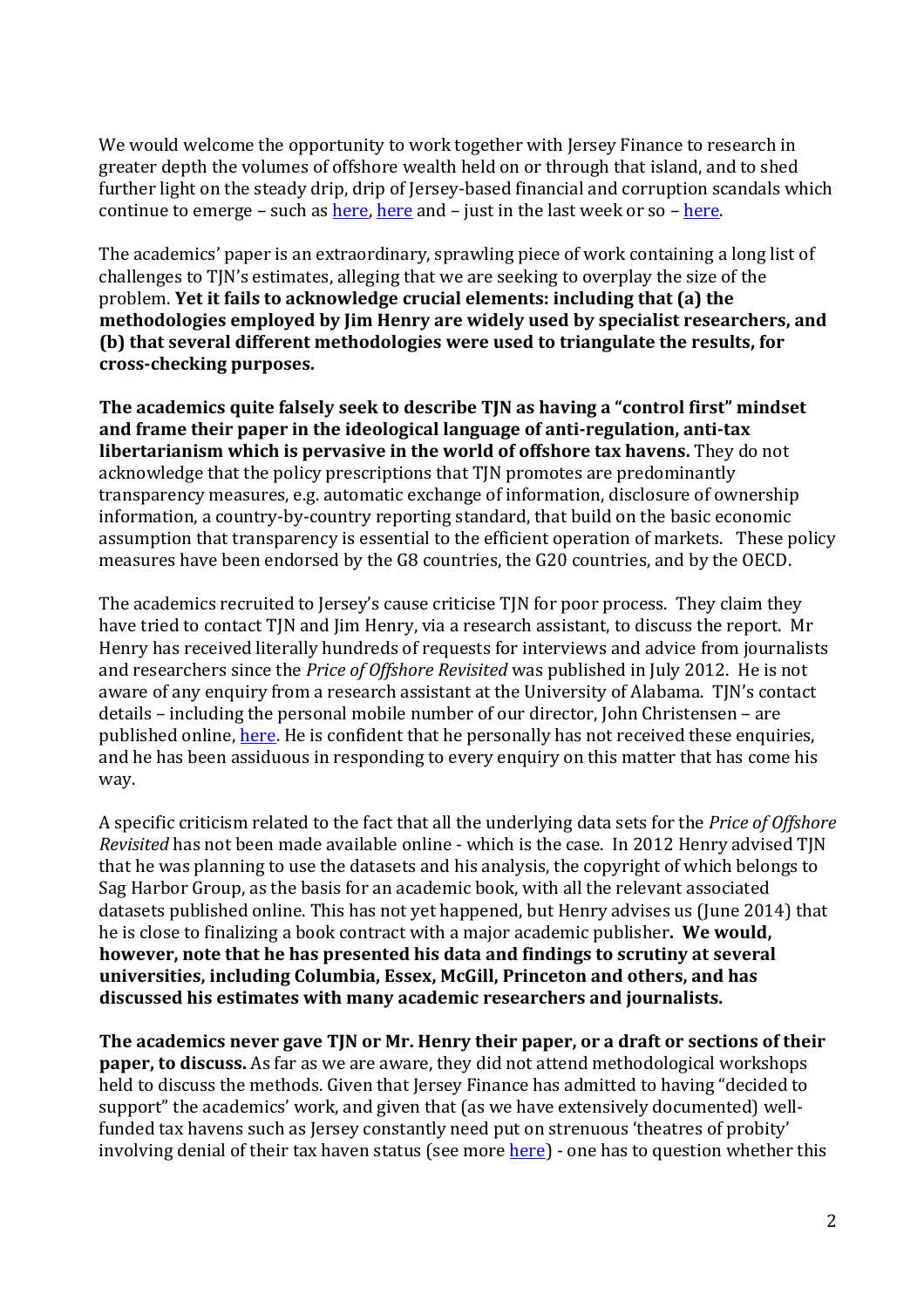We would welcome the opportunity to work together with Jersey Finance to research in greater depth the volumes of offshore wealth held on or through that island, and to shed further light on the steady drip, drip of Jersey-based financial and corruption scandals which continue to emerge – such as here, here and – just in the last week or so – here.

The academics' paper is an extraordinary, sprawling piece of work containing a long list of challenges to TJN's estimates, alleging that we are seeking to overplay the size of the problem. **Yet it fails to acknowledge crucial elements: including that (a) the methodologies employed by Jim Henry are widely used by specialist researchers, and (b) that several different methodologies were used to triangulate the results, for cross-checking purposes.**

**The academics quite falsely seek to describe TJN as having a "control first" mindset and frame their paper in the ideological language of anti-regulation, anti-tax libertarianism which is pervasive in the world of offshore tax havens.** They do not acknowledge that the policy prescriptions that TJN promotes are predominantly transparency measures, e.g. automatic exchange of information, disclosure of ownership information, a country-by-country reporting standard, that build on the basic economic assumption that transparency is essential to the efficient operation of markets. These policy measures have been endorsed by the G8 countries, the G20 countries, and by the OECD.

The academics recruited to Jersey's cause criticise TJN for poor process. They claim they have tried to contact TJN and Jim Henry, via a research assistant, to discuss the report. Mr Henry has received literally hundreds of requests for interviews and advice from journalists and researchers since the *Price of Offshore Revisited* was published in July 2012. He is not aware of any enquiry from a research assistant at the University of Alabama. TJN's contact details – including the personal mobile number of our director, John Christensen – are published online, here. He is confident that he personally has not received these enquiries, and he has been assiduous in responding to every enquiry on this matter that has come his way.

A specific criticism related to the fact that all the underlying data sets for the *Price of Offshore Revisited* has not been made available online - which is the case. In 2012 Henry advised TJN that he was planning to use the datasets and his analysis, the copyright of which belongs to Sag Harbor Group, as the basis for an academic book, with all the relevant associated datasets published online. This has not yet happened, but Henry advises us (June 2014) that he is close to finalizing a book contract with a major academic publisher**. We would, however, note that he has presented his data and findings to scrutiny at several universities, including Columbia, Essex, McGill, Princeton and others, and has discussed his estimates with many academic researchers and journalists.**

**The academics never gave TJN or Mr. Henry their paper, or a draft or sections of their paper, to discuss.** As far as we are aware, they did not attend methodological workshops held to discuss the methods. Given that Jersey Finance has admitted to having "decided to support" the academics' work, and given that (as we have extensively documented) well-funded tax havens such as Jersey constantly need put on strenuous 'theatres of probity' involving denial of their tax haven status (see more here) - one has to question whether this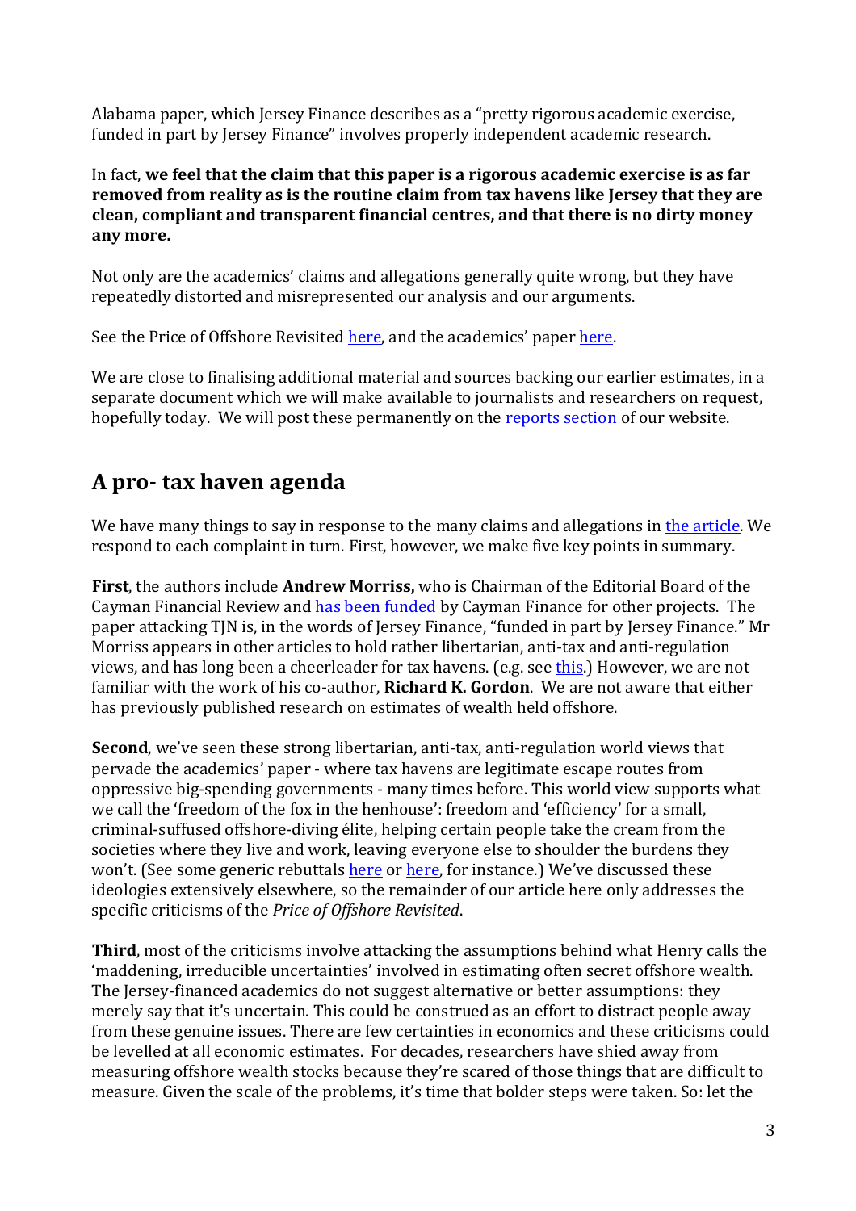Alabama paper, which Jersey Finance describes as a "pretty rigorous academic exercise, funded in part by Jersey Finance" involves properly independent academic research.

In fact, **we feel that the claim that this paper is a rigorous academic exercise is as far removed from reality as is the routine claim from tax havens like Jersey that they are clean, compliant and transparent financial centres, and that there is no dirty money any more.**

Not only are the academics' claims and allegations generally quite wrong, but they have repeatedly distorted and misrepresented our analysis and our arguments.

See the Price of Offshore Revisited here, and the academics' paper here.

We are close to finalising additional material and sources backing our earlier estimates, in a separate document which we will make available to journalists and researchers on request, hopefully today. We will post these permanently on the reports section of our website.

## A pro- tax haven agenda

We have many things to say in response to the many claims and allegations in the article. We respond to each complaint in turn. First, however, we make five key points in summary.

**First**, the authors include **Andrew Morriss,** who is Chairman of the Editorial Board of the Cayman Financial Review and has been funded by Cayman Finance for other projects. The paper attacking TJN is, in the words of Jersey Finance, "funded in part by Jersey Finance." Mr Morriss appears in other articles to hold rather libertarian, anti-tax and anti-regulation views, and has long been a cheerleader for tax havens. (e.g. see this.) However, we are not familiar with the work of his co-author, **Richard K. Gordon**. We are not aware that either has previously published research on estimates of wealth held offshore.

**Second**, we've seen these strong libertarian, anti-tax, anti-regulation world views that pervade the academics' paper - where tax havens are legitimate escape routes from oppressive big-spending governments - many times before. This world view supports what we call the 'freedom of the fox in the henhouse': freedom and 'efficiency' for a small, criminal-suffused offshore-diving élite, helping certain people take the cream from the societies where they live and work, leaving everyone else to shoulder the burdens they won't. (See some generic rebuttals here or here, for instance.) We've discussed these ideologies extensively elsewhere, so the remainder of our article here only addresses the specific criticisms of the *Price of Offshore Revisited*.

**Third**, most of the criticisms involve attacking the assumptions behind what Henry calls the 'maddening, irreducible uncertainties' involved in estimating often secret offshore wealth. The Jersey-financed academics do not suggest alternative or better assumptions: they merely say that it's uncertain. This could be construed as an effort to distract people away from these genuine issues. There are few certainties in economics and these criticisms could be levelled at all economic estimates. For decades, researchers have shied away from measuring offshore wealth stocks because they're scared of those things that are difficult to measure. Given the scale of the problems, it's time that bolder steps were taken. So: let the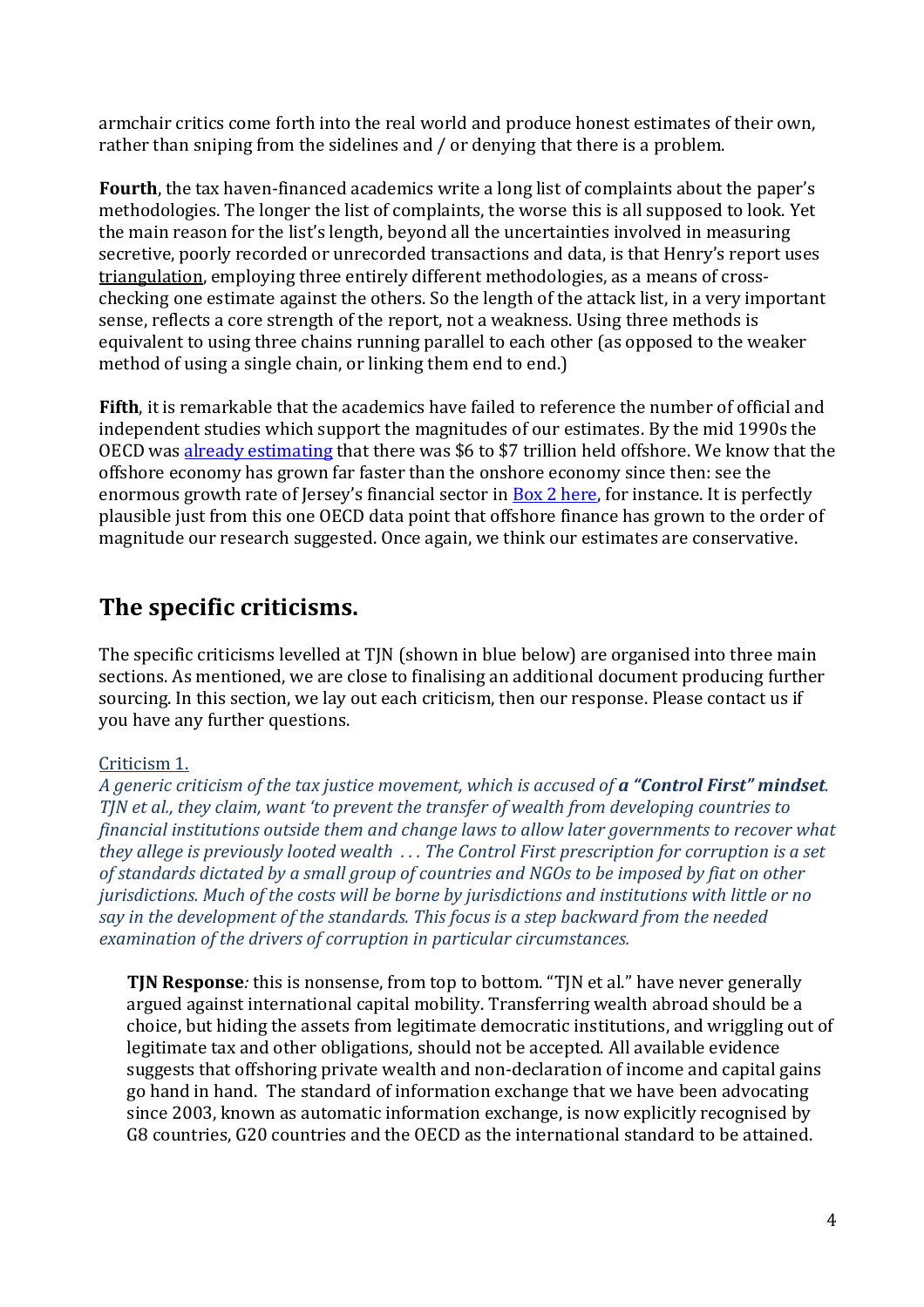armchair critics come forth into the real world and produce honest estimates of their own, rather than sniping from the sidelines and / or denying that there is a problem.

**Fourth**, the tax haven-financed academics write a long list of complaints about the paper's methodologies. The longer the list of complaints, the worse this is all supposed to look. Yet the main reason for the list's length, beyond all the uncertainties involved in measuring secretive, poorly recorded or unrecorded transactions and data, is that Henry's report uses triangulation, employing three entirely different methodologies, as a means of cross-checking one estimate against the others. So the length of the attack list, in a very important sense, reflects a core strength of the report, not a weakness. Using three methods is equivalent to using three chains running parallel to each other (as opposed to the weaker method of using a single chain, or linking them end to end.)

**Fifth**, it is remarkable that the academics have failed to reference the number of official and independent studies which support the magnitudes of our estimates. By the mid 1990s the OECD was already estimating that there was $6 to $7 trillion held offshore. We know that the offshore economy has grown far faster than the onshore economy since then: see the enormous growth rate of Jersey's financial sector in Box 2 here, for instance. It is perfectly plausible just from this one OECD data point that offshore finance has grown to the order of magnitude our research suggested. Once again, we think our estimates are conservative.

## The specific criticisms.

The specific criticisms levelled at TJN (shown in blue below) are organised into three main sections. As mentioned, we are close to finalising an additional document producing further sourcing. In this section, we lay out each criticism, then our response. Please contact us if you have any further questions.

Criticism 1.

*A generic criticism of the tax justice movement, which is accused of **a "Control First" mindset**. TJN et al., they claim, want 'to prevent the transfer of wealth from developing countries to financial institutions outside them and change laws to allow later governments to recover what they allege is previously looted wealth . . . The Control First prescription for corruption is a set of standards dictated by a small group of countries and NGOs to be imposed by fiat on other jurisdictions. Much of the costs will be borne by jurisdictions and institutions with little or no say in the development of the standards. This focus is a step backward from the needed examination of the drivers of corruption in particular circumstances.*

**TJN Response***:* this is nonsense, from top to bottom. "TJN et al." have never generally argued against international capital mobility. Transferring wealth abroad should be a choice, but hiding the assets from legitimate democratic institutions, and wriggling out of legitimate tax and other obligations, should not be accepted. All available evidence suggests that offshoring private wealth and non-declaration of income and capital gains go hand in hand. The standard of information exchange that we have been advocating since 2003, known as automatic information exchange, is now explicitly recognised by G8 countries, G20 countries and the OECD as the international standard to be attained.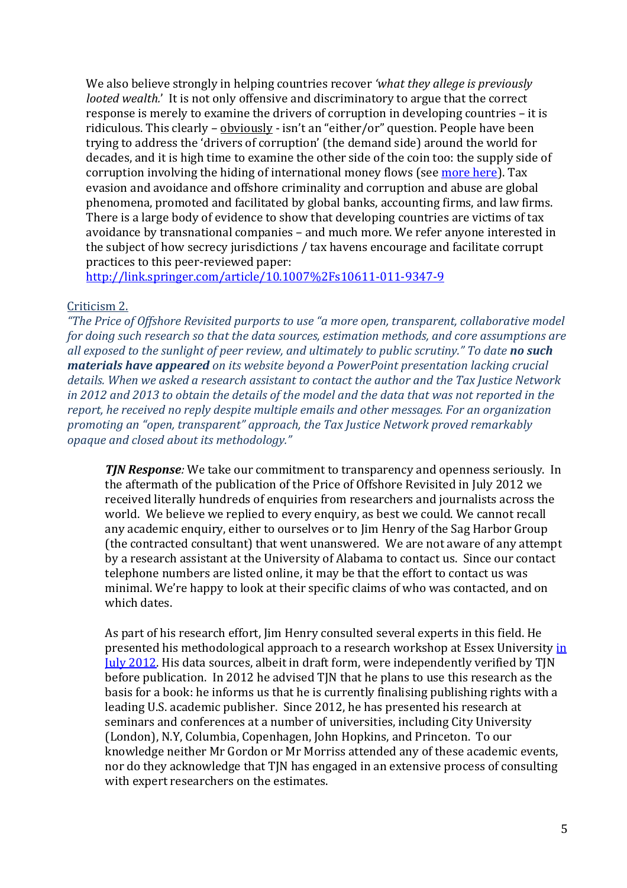We also believe strongly in helping countries recover *'what they allege is previously looted wealth.*' It is not only offensive and discriminatory to argue that the correct response is merely to examine the drivers of corruption in developing countries – it is ridiculous. This clearly – obviously - isn't an "either/or" question. People have been trying to address the 'drivers of corruption' (the demand side) around the world for decades, and it is high time to examine the other side of the coin too: the supply side of corruption involving the hiding of international money flows (see [more here](#)). Tax evasion and avoidance and offshore criminality and corruption and abuse are global phenomena, promoted and facilitated by global banks, accounting firms, and law firms. There is a large body of evidence to show that developing countries are victims of tax avoidance by transnational companies – and much more. We refer anyone interested in the subject of how secrecy jurisdictions / tax havens encourage and facilitate corrupt practices to this peer-reviewed paper: http://link.springer.com/article/10.1007%2Fs10611-011-9347-9

Criticism 2.

*"The Price of Offshore Revisited purports to use "a more open, transparent, collaborative model for doing such research so that the data sources, estimation methods, and core assumptions are all exposed to the sunlight of peer review, and ultimately to public scrutiny." To date* ***no such materials have appeared*** *on its website beyond a PowerPoint presentation lacking crucial details. When we asked a research assistant to contact the author and the Tax Justice Network in 2012 and 2013 to obtain the details of the model and the data that was not reported in the report, he received no reply despite multiple emails and other messages. For an organization promoting an "open, transparent" approach, the Tax Justice Network proved remarkably opaque and closed about its methodology."*

***TJN Response****:* We take our commitment to transparency and openness seriously. In the aftermath of the publication of the Price of Offshore Revisited in July 2012 we received literally hundreds of enquiries from researchers and journalists across the world. We believe we replied to every enquiry, as best we could. We cannot recall any academic enquiry, either to ourselves or to Jim Henry of the Sag Harbor Group (the contracted consultant) that went unanswered. We are not aware of any attempt by a research assistant at the University of Alabama to contact us. Since our contact telephone numbers are listed online, it may be that the effort to contact us was minimal. We're happy to look at their specific claims of who was contacted, and on which dates.

As part of his research effort, Jim Henry consulted several experts in this field. He presented his methodological approach to a research workshop at Essex University [in July 2012](#). His data sources, albeit in draft form, were independently verified by TJN before publication. In 2012 he advised TJN that he plans to use this research as the basis for a book: he informs us that he is currently finalising publishing rights with a leading U.S. academic publisher. Since 2012, he has presented his research at seminars and conferences at a number of universities, including City University (London), N.Y, Columbia, Copenhagen, John Hopkins, and Princeton. To our knowledge neither Mr Gordon or Mr Morriss attended any of these academic events, nor do they acknowledge that TJN has engaged in an extensive process of consulting with expert researchers on the estimates.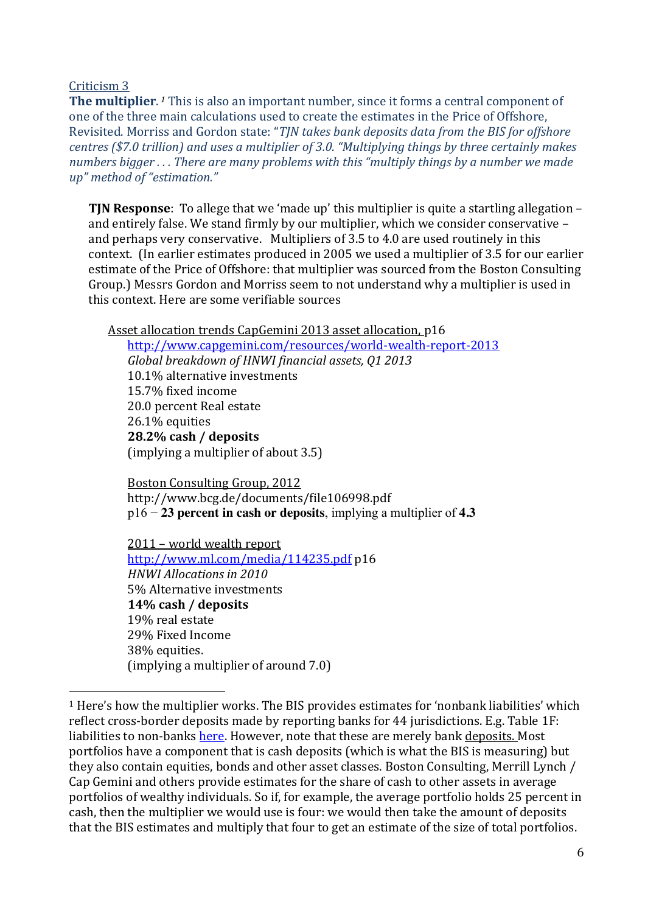Criticism 3

**The multiplier**. [1] This is also an important number, since it forms a central component of one of the three main calculations used to create the estimates in the Price of Offshore, Revisited. Morriss and Gordon state: "*TJN takes bank deposits data from the BIS for offshore centres ($7.0 trillion) and uses a multiplier of 3.0. "Multiplying things by three certainly makes numbers bigger . . . There are many problems with this "multiply things by a number we made up" method of "estimation."*

**TJN Response**: To allege that we 'made up' this multiplier is quite a startling allegation – and entirely false. We stand firmly by our multiplier, which we consider conservative – and perhaps very conservative. Multipliers of 3.5 to 4.0 are used routinely in this context. (In earlier estimates produced in 2005 we used a multiplier of 3.5 for our earlier estimate of the Price of Offshore: that multiplier was sourced from the Boston Consulting Group.) Messrs Gordon and Morriss seem to not understand why a multiplier is used in this context. Here are some verifiable sources

Asset allocation trends CapGemini 2013 asset allocation, p16
[http://www.capgemini.com/resources/world-wealth-report-2013](http://www.capgemini.com/resources/world-wealth-report-2013)
*Global breakdown of HNWI financial assets, Q1 2013*
10.1% alternative investments
15.7% fixed income
20.0 percent Real estate
26.1% equities
**28.2% cash / deposits**
(implying a multiplier of about 3.5)

Boston Consulting Group, 2012
http://www.bcg.de/documents/file106998.pdf
p16 – **23 percent in cash or deposits**, implying a multiplier of **4.3**

2011 – world wealth report
[http://www.ml.com/media/114235.pdf](http://www.ml.com/media/114235.pdf) p16
*HNWI Allocations in 2010*
5% Alternative investments
**14% cash / deposits**
19% real estate
29% Fixed Income
38% equities.
(implying a multiplier of around 7.0)

---

[1] Here's how the multiplier works. The BIS provides estimates for 'nonbank liabilities' which reflect cross-border deposits made by reporting banks for 44 jurisdictions. E.g. Table 1F: liabilities to non-banks here. However, note that these are merely bank deposits. Most portfolios have a component that is cash deposits (which is what the BIS is measuring) but they also contain equities, bonds and other asset classes. Boston Consulting, Merrill Lynch / Cap Gemini and others provide estimates for the share of cash to other assets in average portfolios of wealthy individuals. So if, for example, the average portfolio holds 25 percent in cash, then the multiplier we would use is four: we would then take the amount of deposits that the BIS estimates and multiply that four to get an estimate of the size of total portfolios.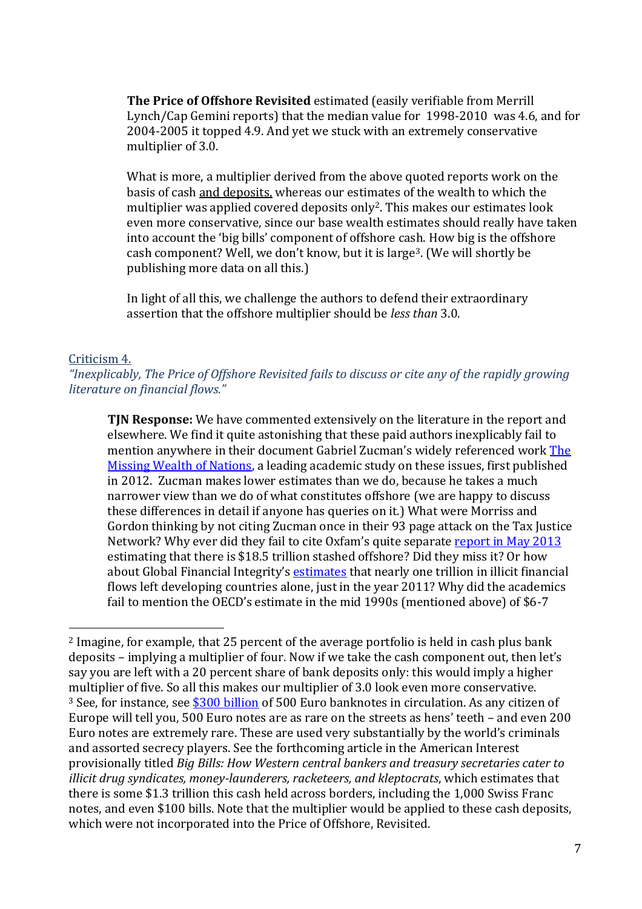**The Price of Offshore Revisited** estimated (easily verifiable from Merrill Lynch/Cap Gemini reports) that the median value for 1998-2010 was 4.6, and for 2004-2005 it topped 4.9. And yet we stuck with an extremely conservative multiplier of 3.0.

What is more, a multiplier derived from the above quoted reports work on the basis of cash and deposits, whereas our estimates of the wealth to which the multiplier was applied covered deposits only[2]. This makes our estimates look even more conservative, since our base wealth estimates should really have taken into account the 'big bills' component of offshore cash. How big is the offshore cash component? Well, we don't know, but it is large[3]. (We will shortly be publishing more data on all this.)

In light of all this, we challenge the authors to defend their extraordinary assertion that the offshore multiplier should be *less than* 3.0.

Criticism 4.

*"Inexplicably, The Price of Offshore Revisited fails to discuss or cite any of the rapidly growing literature on financial flows."*

**TJN Response:** We have commented extensively on the literature in the report and elsewhere. We find it quite astonishing that these paid authors inexplicably fail to mention anywhere in their document Gabriel Zucman's widely referenced work The Missing Wealth of Nations, a leading academic study on these issues, first published in 2012. Zucman makes lower estimates than we do, because he takes a much narrower view than we do of what constitutes offshore (we are happy to discuss these differences in detail if anyone has queries on it.) What were Morriss and Gordon thinking by not citing Zucman once in their 93 page attack on the Tax Justice Network? Why ever did they fail to cite Oxfam's quite separate report in May 2013 estimating that there is $18.5 trillion stashed offshore? Did they miss it? Or how about Global Financial Integrity's estimates that nearly one trillion in illicit financial flows left developing countries alone, just in the year 2011? Why did the academics fail to mention the OECD's estimate in the mid 1990s (mentioned above) of $6-7

---

[2] Imagine, for example, that 25 percent of the average portfolio is held in cash plus bank deposits – implying a multiplier of four. Now if we take the cash component out, then let's say you are left with a 20 percent share of bank deposits only: this would imply a higher multiplier of five. So all this makes our multiplier of 3.0 look even more conservative.

[3] See, for instance, see $300 billion of 500 Euro banknotes in circulation. As any citizen of Europe will tell you, 500 Euro notes are as rare on the streets as hens' teeth – and even 200 Euro notes are extremely rare. These are used very substantially by the world's criminals and assorted secrecy players. See the forthcoming article in the American Interest provisionally titled *Big Bills: How Western central bankers and treasury secretaries cater to illicit drug syndicates, money-launderers, racketeers, and kleptocrats*, which estimates that there is some $1.3 trillion this cash held across borders, including the 1,000 Swiss Franc notes, and even $100 bills. Note that the multiplier would be applied to these cash deposits, which were not incorporated into the Price of Offshore, Revisited.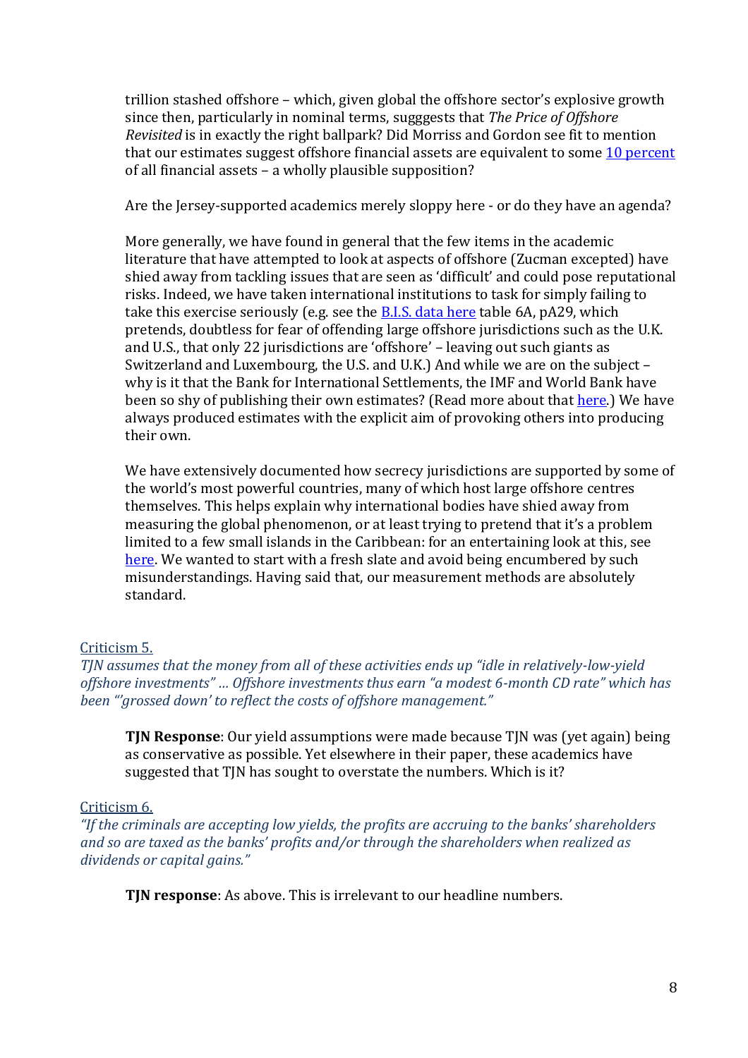trillion stashed offshore – which, given global the offshore sector's explosive growth since then, particularly in nominal terms, sugggests that *The Price of Offshore Revisited* is in exactly the right ballpark? Did Morriss and Gordon see fit to mention that our estimates suggest offshore financial assets are equivalent to some [10 percent](#) of all financial assets – a wholly plausible supposition?

Are the Jersey-supported academics merely sloppy here - or do they have an agenda?

More generally, we have found in general that the few items in the academic literature that have attempted to look at aspects of offshore (Zucman excepted) have shied away from tackling issues that are seen as 'difficult' and could pose reputational risks. Indeed, we have taken international institutions to task for simply failing to take this exercise seriously (e.g. see the [B.I.S. data here](#) table 6A, pA29, which pretends, doubtless for fear of offending large offshore jurisdictions such as the U.K. and U.S., that only 22 jurisdictions are 'offshore' – leaving out such giants as Switzerland and Luxembourg, the U.S. and U.K.) And while we are on the subject – why is it that the Bank for International Settlements, the IMF and World Bank have been so shy of publishing their own estimates? (Read more about that [here](#).) We have always produced estimates with the explicit aim of provoking others into producing their own.

We have extensively documented how secrecy jurisdictions are supported by some of the world's most powerful countries, many of which host large offshore centres themselves. This helps explain why international bodies have shied away from measuring the global phenomenon, or at least trying to pretend that it's a problem limited to a few small islands in the Caribbean: for an entertaining look at this, see [here](#). We wanted to start with a fresh slate and avoid being encumbered by such misunderstandings. Having said that, our measurement methods are absolutely standard.

### Criticism 5.

*TJN assumes that the money from all of these activities ends up "idle in relatively-low-yield offshore investments" … Offshore investments thus earn "a modest 6-month CD rate" which has been "'grossed down' to reflect the costs of offshore management."*

**TJN Response**: Our yield assumptions were made because TJN was (yet again) being as conservative as possible. Yet elsewhere in their paper, these academics have suggested that TJN has sought to overstate the numbers. Which is it?

### Criticism 6.

*"If the criminals are accepting low yields, the profits are accruing to the banks' shareholders and so are taxed as the banks' profits and/or through the shareholders when realized as dividends or capital gains."*

**TJN response**: As above. This is irrelevant to our headline numbers.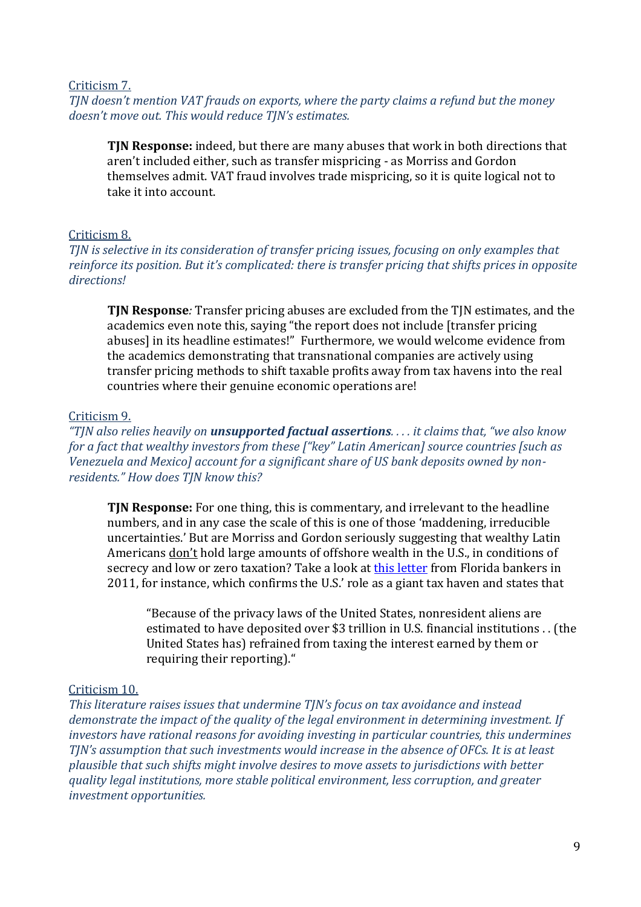Criticism 7.

*TJN doesn't mention VAT frauds on exports, where the party claims a refund but the money doesn't move out. This would reduce TJN's estimates.*

> **TJN Response:** indeed, but there are many abuses that work in both directions that aren't included either, such as transfer mispricing - as Morriss and Gordon themselves admit. VAT fraud involves trade mispricing, so it is quite logical not to take it into account.

Criticism 8.

*TJN is selective in its consideration of transfer pricing issues, focusing on only examples that reinforce its position. But it's complicated: there is transfer pricing that shifts prices in opposite directions!*

> **TJN Response***:* Transfer pricing abuses are excluded from the TJN estimates, and the academics even note this, saying "the report does not include [transfer pricing abuses] in its headline estimates!" Furthermore, we would welcome evidence from the academics demonstrating that transnational companies are actively using transfer pricing methods to shift taxable profits away from tax havens into the real countries where their genuine economic operations are!

Criticism 9.

*"TJN also relies heavily on* ***unsupported factual assertions****. . . . it claims that, "we also know for a fact that wealthy investors from these ["key" Latin American] source countries [such as Venezuela and Mexico] account for a significant share of US bank deposits owned by non-residents." How does TJN know this?*

> **TJN Response:** For one thing, this is commentary, and irrelevant to the headline numbers, and in any case the scale of this is one of those 'maddening, irreducible uncertainties.' But are Morriss and Gordon seriously suggesting that wealthy Latin Americans don't hold large amounts of offshore wealth in the U.S., in conditions of secrecy and low or zero taxation? Take a look at this letter from Florida bankers in 2011, for instance, which confirms the U.S.' role as a giant tax haven and states that
>
> > "Because of the privacy laws of the United States, nonresident aliens are estimated to have deposited over $3 trillion in U.S. financial institutions . . (the United States has) refrained from taxing the interest earned by them or requiring their reporting)."

Criticism 10.

*This literature raises issues that undermine TJN's focus on tax avoidance and instead demonstrate the impact of the quality of the legal environment in determining investment. If investors have rational reasons for avoiding investing in particular countries, this undermines TJN's assumption that such investments would increase in the absence of OFCs. It is at least plausible that such shifts might involve desires to move assets to jurisdictions with better quality legal institutions, more stable political environment, less corruption, and greater investment opportunities.*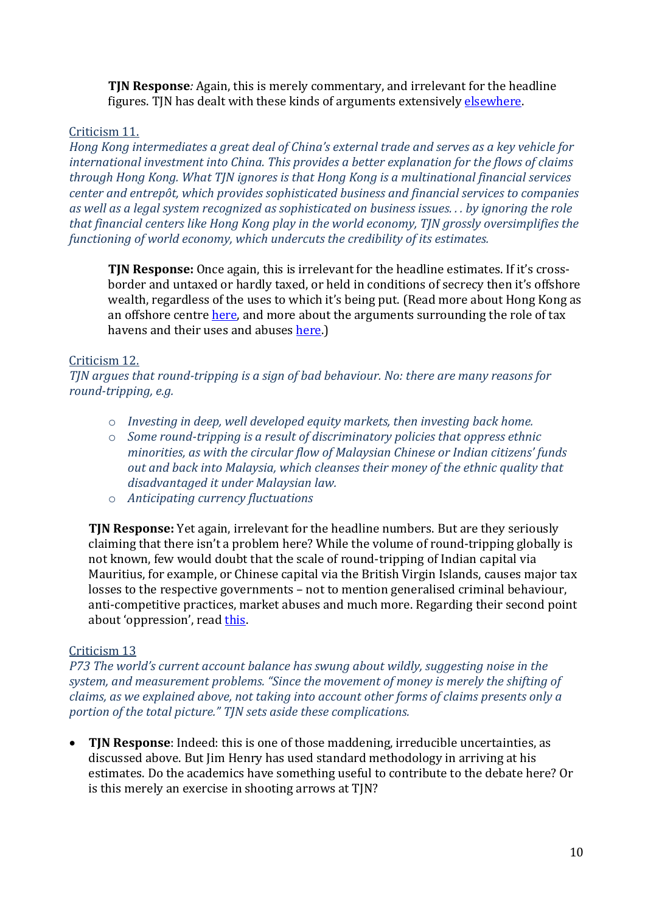**TJN Response**: Again, this is merely commentary, and irrelevant for the headline figures. TJN has dealt with these kinds of arguments extensively [elsewhere](#).

Criticism 11.

*Hong Kong intermediates a great deal of China's external trade and serves as a key vehicle for international investment into China. This provides a better explanation for the flows of claims through Hong Kong. What TJN ignores is that Hong Kong is a multinational financial services center and entrepôt, which provides sophisticated business and financial services to companies as well as a legal system recognized as sophisticated on business issues. . . by ignoring the role that financial centers like Hong Kong play in the world economy, TJN grossly oversimplifies the functioning of world economy, which undercuts the credibility of its estimates.*

> **TJN Response:** Once again, this is irrelevant for the headline estimates. If it's cross-border and untaxed or hardly taxed, or held in conditions of secrecy then it's offshore wealth, regardless of the uses to which it's being put. (Read more about Hong Kong as an offshore centre [here](#), and more about the arguments surrounding the role of tax havens and their uses and abuses [here](#).)

Criticism 12.

*TJN argues that round-tripping is a sign of bad behaviour. No: there are many reasons for round-tripping, e.g.*

- *Investing in deep, well developed equity markets, then investing back home.*
- *Some round-tripping is a result of discriminatory policies that oppress ethnic minorities, as with the circular flow of Malaysian Chinese or Indian citizens' funds out and back into Malaysia, which cleanses their money of the ethnic quality that disadvantaged it under Malaysian law.*
- *Anticipating currency fluctuations*

**TJN Response:** Yet again, irrelevant for the headline numbers. But are they seriously claiming that there isn't a problem here? While the volume of round-tripping globally is not known, few would doubt that the scale of round-tripping of Indian capital via Mauritius, for example, or Chinese capital via the British Virgin Islands, causes major tax losses to the respective governments – not to mention generalised criminal behaviour, anti-competitive practices, market abuses and much more. Regarding their second point about 'oppression', read [this](#).

Criticism 13

*P73 The world's current account balance has swung about wildly, suggesting noise in the system, and measurement problems. "Since the movement of money is merely the shifting of claims, as we explained above, not taking into account other forms of claims presents only a portion of the total picture." TJN sets aside these complications.*

- **TJN Response**: Indeed: this is one of those maddening, irreducible uncertainties, as discussed above. But Jim Henry has used standard methodology in arriving at his estimates. Do the academics have something useful to contribute to the debate here? Or is this merely an exercise in shooting arrows at TJN?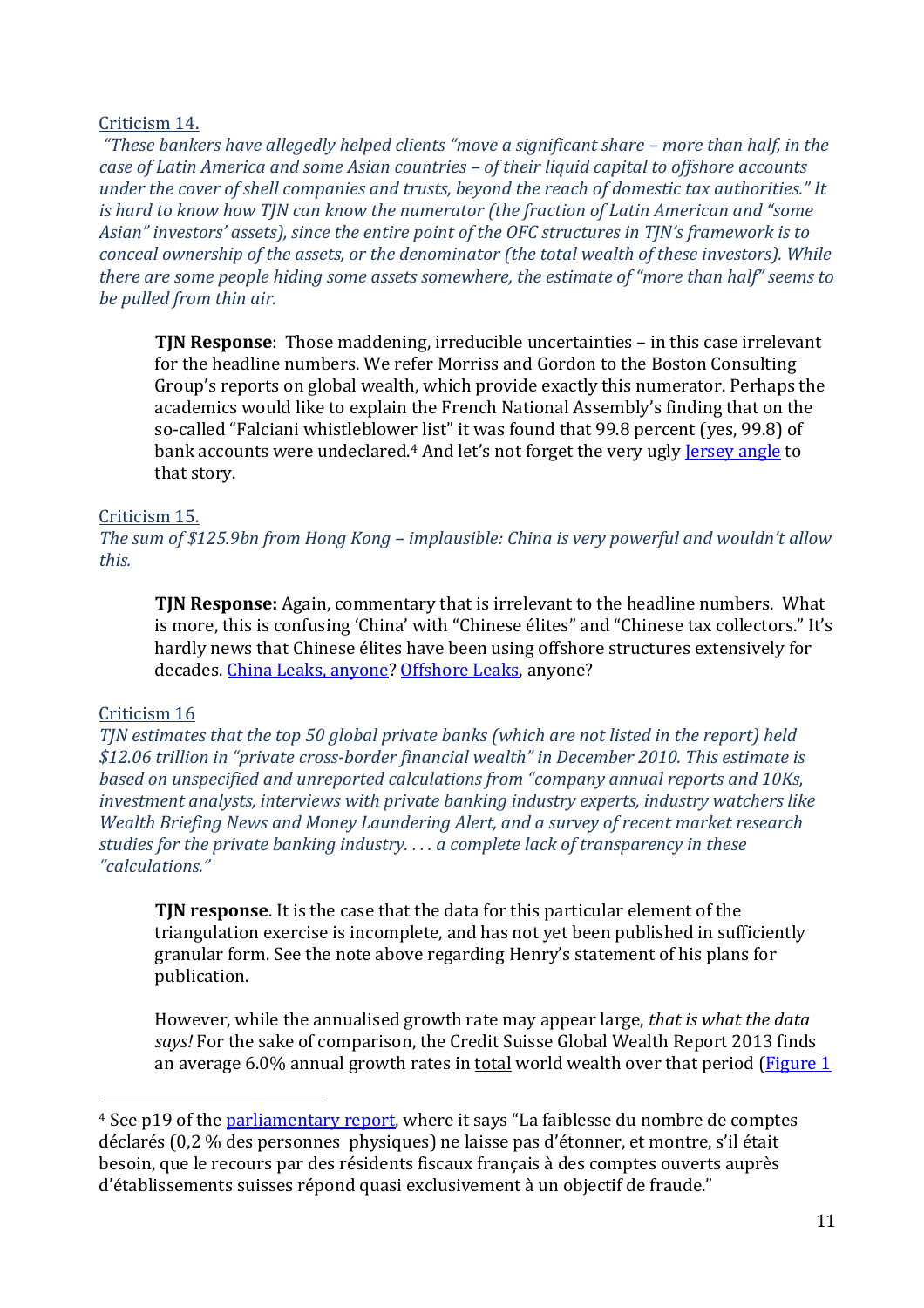Criticism 14.

*"These bankers have allegedly helped clients "move a significant share – more than half, in the case of Latin America and some Asian countries – of their liquid capital to offshore accounts under the cover of shell companies and trusts, beyond the reach of domestic tax authorities." It is hard to know how TJN can know the numerator (the fraction of Latin American and "some Asian" investors' assets), since the entire point of the OFC structures in TJN's framework is to conceal ownership of the assets, or the denominator (the total wealth of these investors). While there are some people hiding some assets somewhere, the estimate of "more than half" seems to be pulled from thin air.*

> **TJN Response**: Those maddening, irreducible uncertainties – in this case irrelevant for the headline numbers. We refer Morriss and Gordon to the Boston Consulting Group's reports on global wealth, which provide exactly this numerator. Perhaps the academics would like to explain the French National Assembly's finding that on the so-called "Falciani whistleblower list" it was found that 99.8 percent (yes, 99.8) of bank accounts were undeclared.[4] And let's not forget the very ugly Jersey angle to that story.

Criticism 15.

*The sum of $125.9bn from Hong Kong – implausible: China is very powerful and wouldn't allow this.*

> **TJN Response:** Again, commentary that is irrelevant to the headline numbers. What is more, this is confusing 'China' with "Chinese élites" and "Chinese tax collectors." It's hardly news that Chinese élites have been using offshore structures extensively for decades. China Leaks, anyone? Offshore Leaks, anyone?

Criticism 16

*TJN estimates that the top 50 global private banks (which are not listed in the report) held $12.06 trillion in "private cross-border financial wealth" in December 2010. This estimate is based on unspecified and unreported calculations from "company annual reports and 10Ks, investment analysts, interviews with private banking industry experts, industry watchers like Wealth Briefing News and Money Laundering Alert, and a survey of recent market research studies for the private banking industry. . . . a complete lack of transparency in these "calculations."*

> **TJN response**. It is the case that the data for this particular element of the triangulation exercise is incomplete, and has not yet been published in sufficiently granular form. See the note above regarding Henry's statement of his plans for publication.
>
> However, while the annualised growth rate may appear large, *that is what the data says!* For the sake of comparison, the Credit Suisse Global Wealth Report 2013 finds an average 6.0% annual growth rates in total world wealth over that period (Figure 1

[4] See p19 of the parliamentary report, where it says "La faiblesse du nombre de comptes déclarés (0,2 % des personnes physiques) ne laisse pas d'étonner, et montre, s'il était besoin, que le recours par des résidents fiscaux français à des comptes ouverts auprès d'établissements suisses répond quasi exclusivement à un objectif de fraude."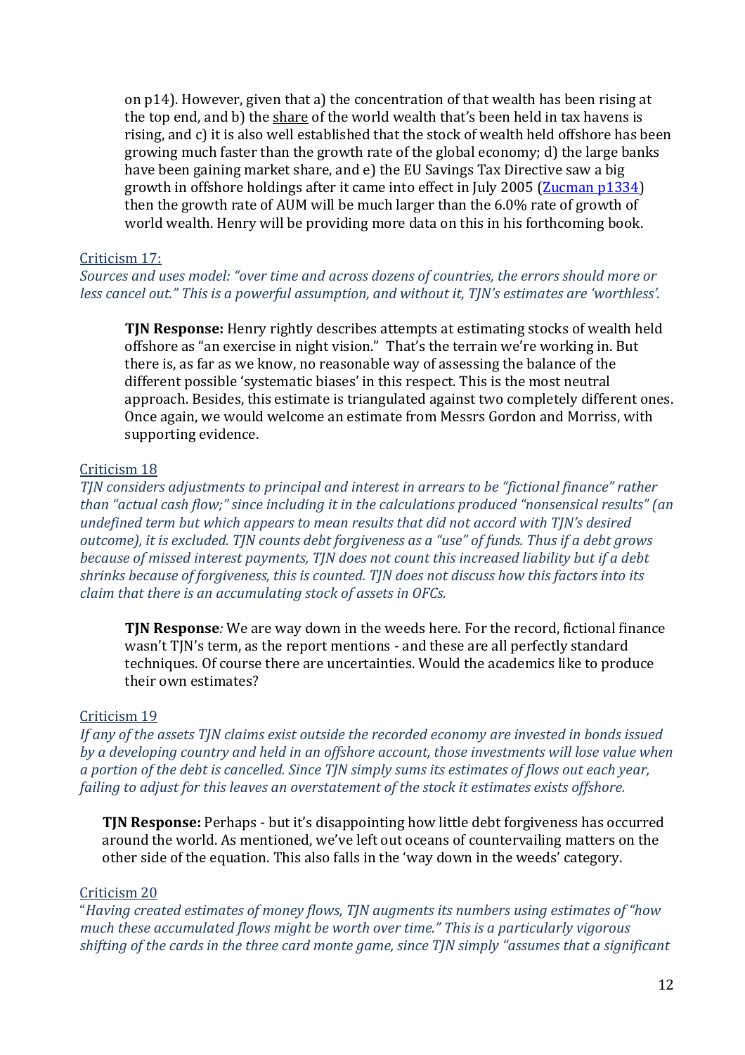on p14). However, given that a) the concentration of that wealth has been rising at the top end, and b) the share of the world wealth that's been held in tax havens is rising, and c) it is also well established that the stock of wealth held offshore has been growing much faster than the growth rate of the global economy; d) the large banks have been gaining market share, and e) the EU Savings Tax Directive saw a big growth in offshore holdings after it came into effect in July 2005 ([Zucman p1334](Zucman p1334)) then the growth rate of AUM will be much larger than the 6.0% rate of growth of world wealth. Henry will be providing more data on this in his forthcoming book.

Criticism 17:

*Sources and uses model: "over time and across dozens of countries, the errors should more or less cancel out." This is a powerful assumption, and without it, TJN's estimates are 'worthless'.*

> **TJN Response:** Henry rightly describes attempts at estimating stocks of wealth held offshore as "an exercise in night vision." That's the terrain we're working in. But there is, as far as we know, no reasonable way of assessing the balance of the different possible 'systematic biases' in this respect. This is the most neutral approach. Besides, this estimate is triangulated against two completely different ones. Once again, we would welcome an estimate from Messrs Gordon and Morriss, with supporting evidence.

Criticism 18

*TJN considers adjustments to principal and interest in arrears to be "fictional finance" rather than "actual cash flow;" since including it in the calculations produced "nonsensical results" (an undefined term but which appears to mean results that did not accord with TJN's desired outcome), it is excluded. TJN counts debt forgiveness as a "use" of funds. Thus if a debt grows because of missed interest payments, TJN does not count this increased liability but if a debt shrinks because of forgiveness, this is counted. TJN does not discuss how this factors into its claim that there is an accumulating stock of assets in OFCs.*

> **TJN Response***:* We are way down in the weeds here. For the record, fictional finance wasn't TJN's term, as the report mentions - and these are all perfectly standard techniques. Of course there are uncertainties. Would the academics like to produce their own estimates?

Criticism 19

*If any of the assets TJN claims exist outside the recorded economy are invested in bonds issued by a developing country and held in an offshore account, those investments will lose value when a portion of the debt is cancelled. Since TJN simply sums its estimates of flows out each year, failing to adjust for this leaves an overstatement of the stock it estimates exists offshore.*

> **TJN Response:** Perhaps - but it's disappointing how little debt forgiveness has occurred around the world. As mentioned, we've left out oceans of countervailing matters on the other side of the equation. This also falls in the 'way down in the weeds' category.

Criticism 20

"*Having created estimates of money flows, TJN augments its numbers using estimates of "how much these accumulated flows might be worth over time." This is a particularly vigorous shifting of the cards in the three card monte game, since TJN simply "assumes that a significant*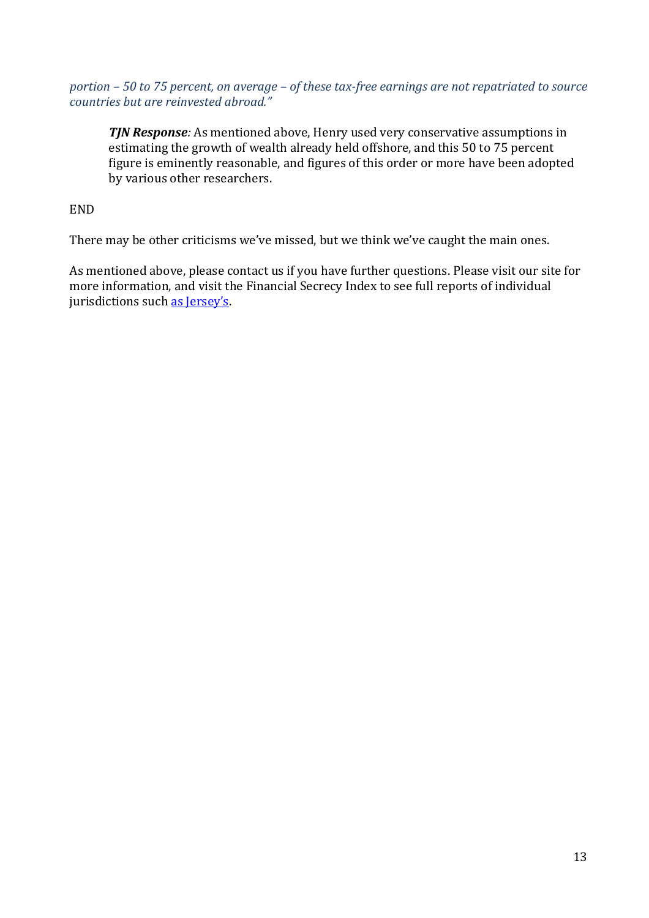*portion – 50 to 75 percent, on average – of these tax-free earnings are not repatriated to source countries but are reinvested abroad."*

> ***TJN Response**: As mentioned above, Henry used very conservative assumptions in estimating the growth of wealth already held offshore, and this 50 to 75 percent figure is eminently reasonable, and figures of this order or more have been adopted by various other researchers.*

END

There may be other criticisms we've missed, but we think we've caught the main ones.

As mentioned above, please contact us if you have further questions. Please visit our site for more information, and visit the Financial Secrecy Index to see full reports of individual jurisdictions such as Jersey's.